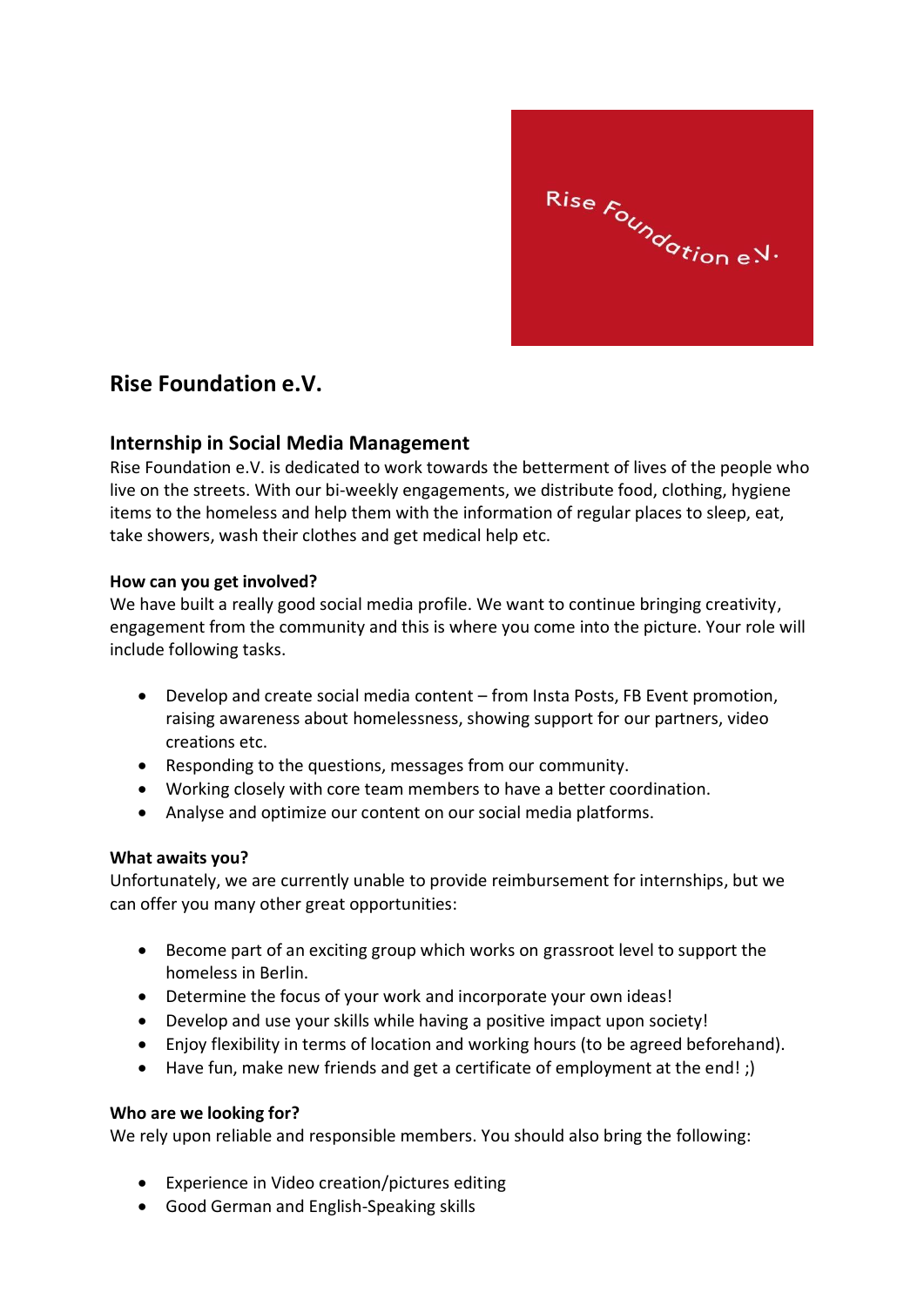# Rise Foundation e.V.

## Internship in Social Media Management

Rise Foundation e.V. is dedicated to work towards the betterment of lives of the people who live on the streets. With our bi-weekly engagements, we distribute food, clothing, hygiene items to the homeless and help them with the information of regular places to sleep, eat, take showers, wash their clothes and get medical help etc.

**How can you get involved?**

We have built a really good social media profile. We want to continue bringing creativity, engagement from the community and this is where you come into the picture. Your role will include following tasks.

- Develop and create social media content – from Insta Posts, FB Event promotion, raising awareness about homelessness, showing support for our partners, video creations etc.
- Responding to the questions, messages from our community.
- Working closely with core team members to have a better coordination.
- Analyse and optimize our content on our social media platforms.

**What awaits you?**

Unfortunately, we are currently unable to provide reimbursement for internships, but we can offer you many other great opportunities:

- Become part of an exciting group which works on grassroot level to support the homeless in Berlin.
- Determine the focus of your work and incorporate your own ideas!
- Develop and use your skills while having a positive impact upon society!
- Enjoy flexibility in terms of location and working hours (to be agreed beforehand).
- Have fun, make new friends and get a certificate of employment at the end! ;)

**Who are we looking for?**

We rely upon reliable and responsible members. You should also bring the following:

- Experience in Video creation/pictures editing
- Good German and English-Speaking skills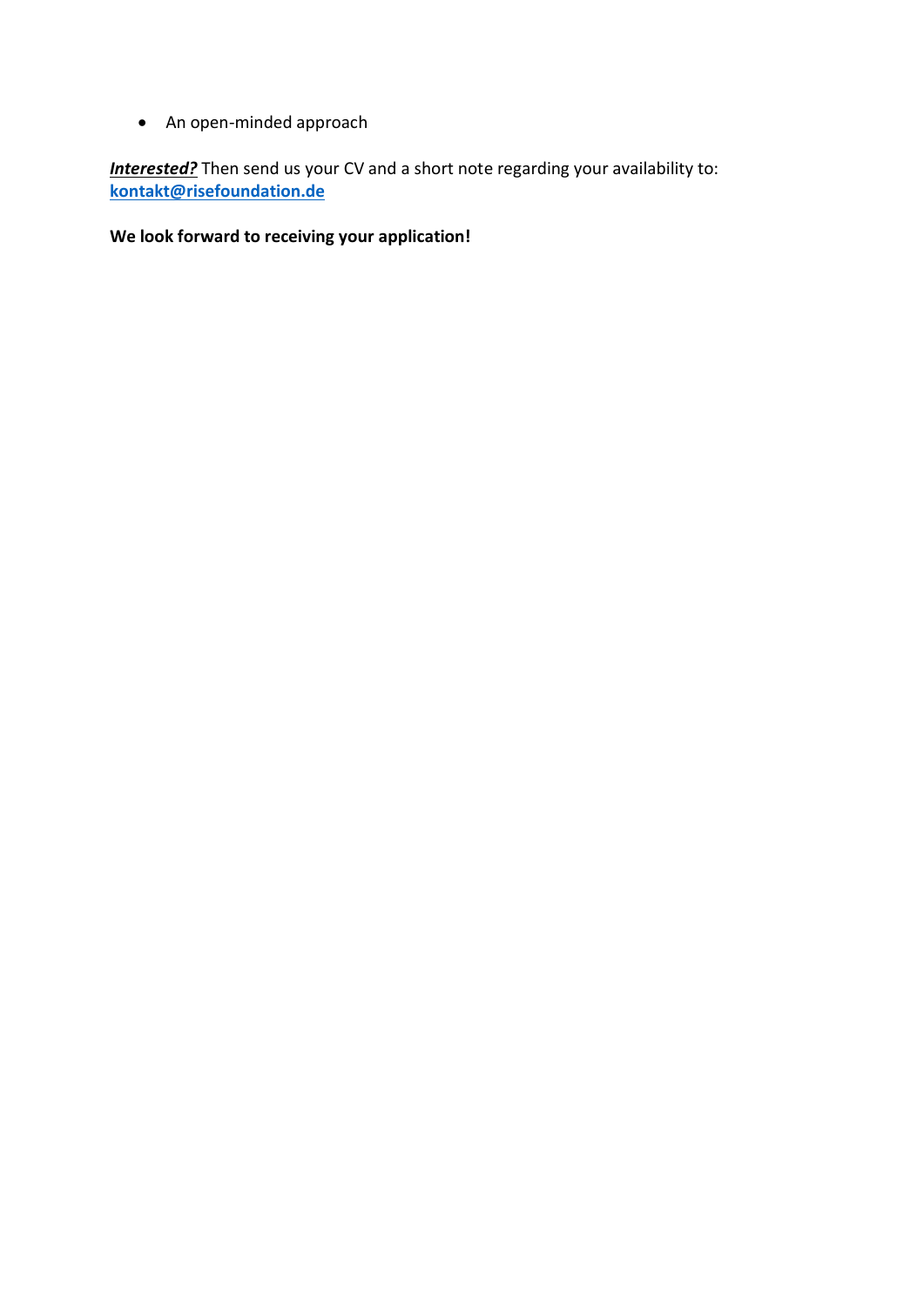- An open-minded approach

***Interested?*** Then send us your CV and a short note regarding your availability to: **kontakt@risefoundation.de**

**We look forward to receiving your application!**